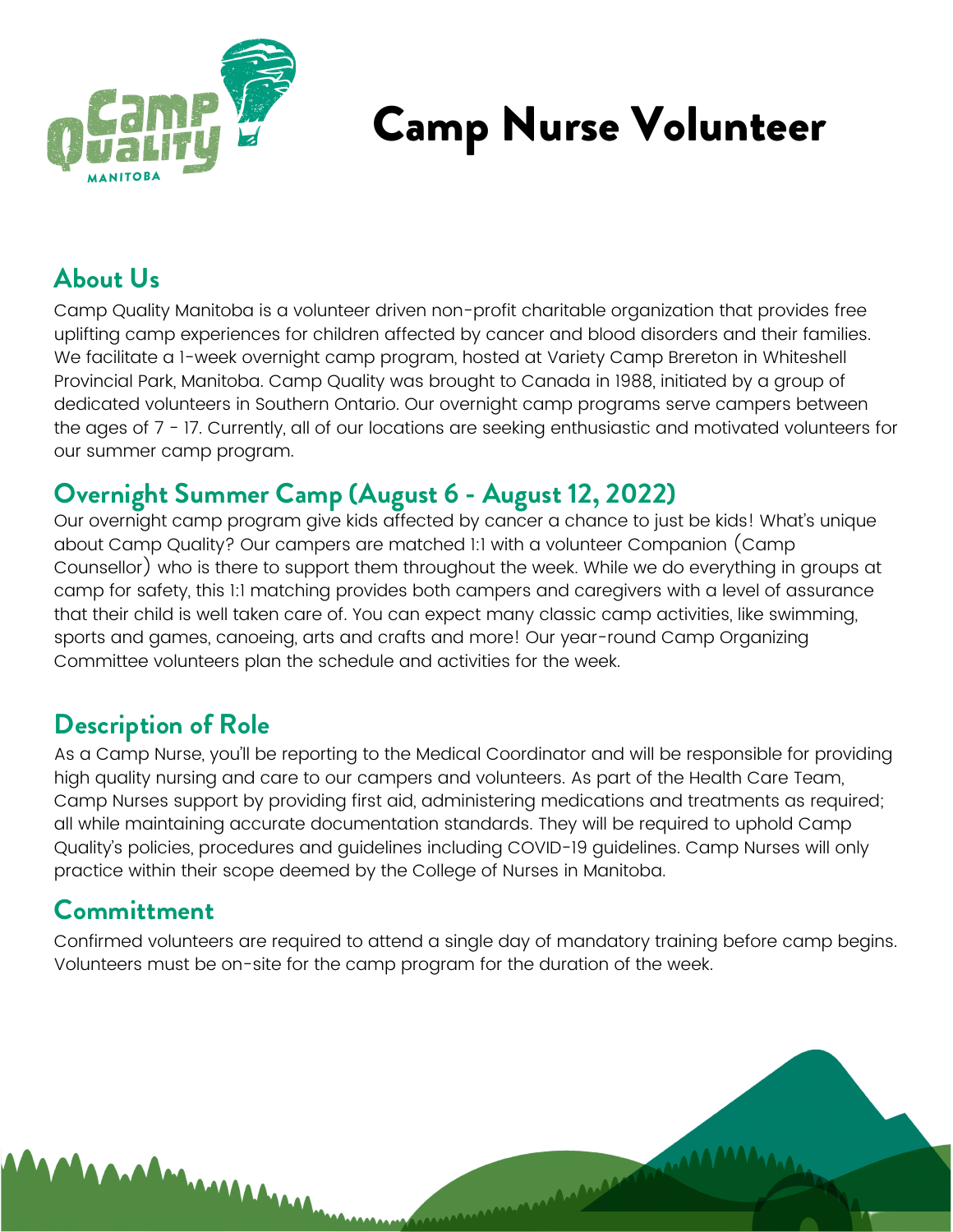# Camp Nurse Volunteer

## About Us

Camp Quality Manitoba is a volunteer driven non-profit charitable organization that provides free uplifting camp experiences for children affected by cancer and blood disorders and their families. We facilitate a 1-week overnight camp program, hosted at Variety Camp Brereton in Whiteshell Provincial Park, Manitoba. Camp Quality was brought to Canada in 1988, initiated by a group of dedicated volunteers in Southern Ontario. Our overnight camp programs serve campers between the ages of 7 - 17. Currently, all of our locations are seeking enthusiastic and motivated volunteers for our summer camp program.

## Overnight Summer Camp (August 6 - August 12, 2022)

Our overnight camp program give kids affected by cancer a chance to just be kids! What's unique about Camp Quality? Our campers are matched 1:1 with a volunteer Companion (Camp Counsellor) who is there to support them throughout the week. While we do everything in groups at camp for safety, this 1:1 matching provides both campers and caregivers with a level of assurance that their child is well taken care of. You can expect many classic camp activities, like swimming, sports and games, canoeing, arts and crafts and more! Our year-round Camp Organizing Committee volunteers plan the schedule and activities for the week.

## Description of Role

As a Camp Nurse, you'll be reporting to the Medical Coordinator and will be responsible for providing high quality nursing and care to our campers and volunteers. As part of the Health Care Team, Camp Nurses support by providing first aid, administering medications and treatments as required; all while maintaining accurate documentation standards. They will be required to uphold Camp Quality's policies, procedures and guidelines including COVID-19 guidelines. Camp Nurses will only practice within their scope deemed by the College of Nurses in Manitoba.

## Committment

Confirmed volunteers are required to attend a single day of mandatory training before camp begins. Volunteers must be on-site for the camp program for the duration of the week.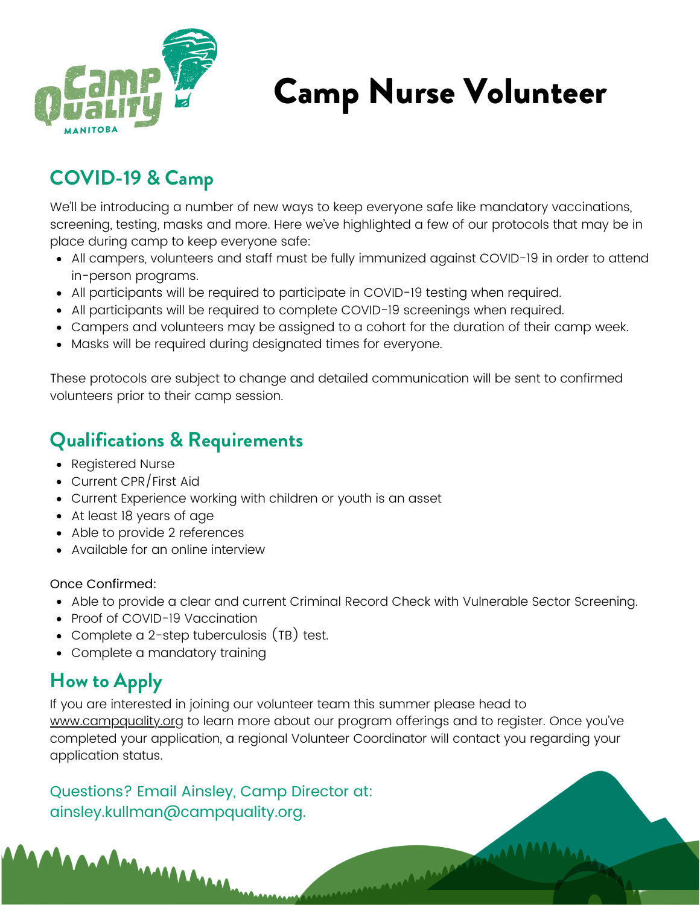# Camp Nurse Volunteer

## COVID-19 & Camp

We'll be introducing a number of new ways to keep everyone safe like mandatory vaccinations, screening, testing, masks and more. Here we've highlighted a few of our protocols that may be in place during camp to keep everyone safe:

- All campers, volunteers and staff must be fully immunized against COVID-19 in order to attend in-person programs.
- All participants will be required to participate in COVID-19 testing when required.
- All participants will be required to complete COVID-19 screenings when required.
- Campers and volunteers may be assigned to a cohort for the duration of their camp week.
- Masks will be required during designated times for everyone.

These protocols are subject to change and detailed communication will be sent to confirmed volunteers prior to their camp session.

## Qualifications & Requirements

- Registered Nurse
- Current CPR/First Aid
- Current Experience working with children or youth is an asset
- At least 18 years of age
- Able to provide 2 references
- Available for an online interview

Once Confirmed:

- Able to provide a clear and current Criminal Record Check with Vulnerable Sector Screening.
- Proof of COVID-19 Vaccination
- Complete a 2-step tuberculosis (TB) test.
- Complete a mandatory training

## How to Apply

If you are interested in joining our volunteer team this summer please head to www.campquality.org to learn more about our program offerings and to register. Once you've completed your application, a regional Volunteer Coordinator will contact you regarding your application status.

Questions? Email Ainsley, Camp Director at: ainsley.kullman@campquality.org.